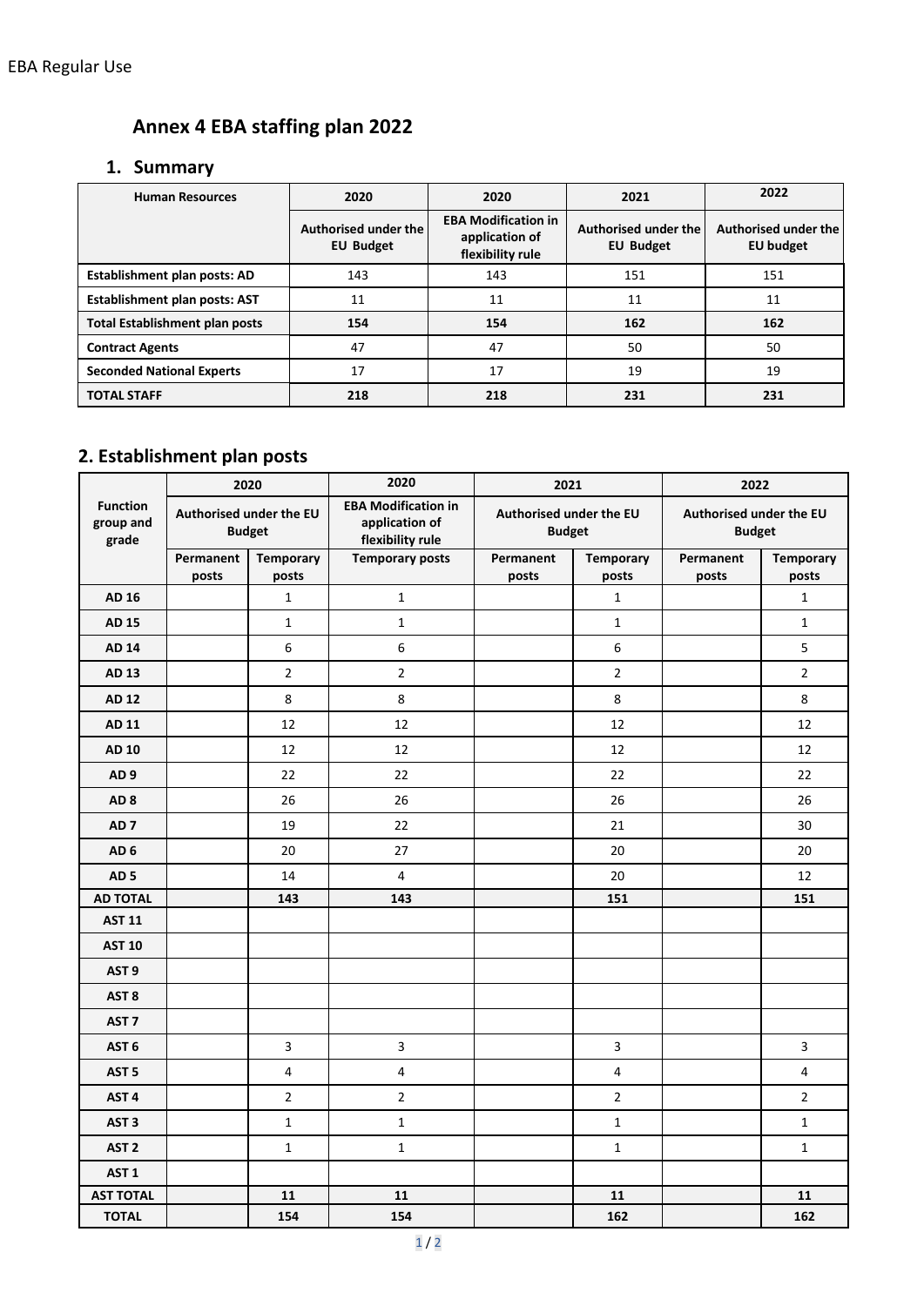# Annex 4 EBA staffing plan 2022

## 1. Summary

| Human Resources | 2020 | 2020 | 2021 | 2022 |
|---|---|---|---|---|
| | Authorised under the EU Budget | EBA Modification in application of flexibility rule | Authorised under the EU Budget | Authorised under the EU budget |
| **Establishment plan posts: AD** | 143 | 143 | 151 | 151 |
| **Establishment plan posts: AST** | 11 | 11 | 11 | 11 |
| **Total Establishment plan posts** | **154** | **154** | **162** | **162** |
| **Contract Agents** | 47 | 47 | 50 | 50 |
| **Seconded National Experts** | 17 | 17 | 19 | 19 |
| **TOTAL STAFF** | **218** | **218** | **231** | **231** |

## 2. Establishment plan posts

| Function group and grade | 2020 | | 2020 | 2021 | | 2022 | |
|---|---|---|---|---|---|---|---|
| | Authorised under the EU Budget | | EBA Modification in application of flexibility rule | Authorised under the EU Budget | | Authorised under the EU Budget | |
| | Permanent posts | Temporary posts | Temporary posts | Permanent posts | Temporary posts | Permanent posts | Temporary posts |
| **AD 16** | | 1 | 1 | | 1 | | 1 |
| **AD 15** | | 1 | 1 | | 1 | | 1 |
| **AD 14** | | 6 | 6 | | 6 | | 5 |
| **AD 13** | | 2 | 2 | | 2 | | 2 |
| **AD 12** | | 8 | 8 | | 8 | | 8 |
| **AD 11** | | 12 | 12 | | 12 | | 12 |
| **AD 10** | | 12 | 12 | | 12 | | 12 |
| **AD 9** | | 22 | 22 | | 22 | | 22 |
| **AD 8** | | 26 | 26 | | 26 | | 26 |
| **AD 7** | | 19 | 22 | | 21 | | 30 |
| **AD 6** | | 20 | 27 | | 20 | | 20 |
| **AD 5** | | 14 | 4 | | 20 | | 12 |
| **AD TOTAL** | | **143** | **143** | | **151** | | **151** |
| **AST 11** | | | | | | | |
| **AST 10** | | | | | | | |
| **AST 9** | | | | | | | |
| **AST 8** | | | | | | | |
| **AST 7** | | | | | | | |
| **AST 6** | | 3 | 3 | | 3 | | 3 |
| **AST 5** | | 4 | 4 | | 4 | | 4 |
| **AST 4** | | 2 | 2 | | 2 | | 2 |
| **AST 3** | | 1 | 1 | | 1 | | 1 |
| **AST 2** | | 1 | 1 | | 1 | | 1 |
| **AST 1** | | | | | | | |
| **AST TOTAL** | | **11** | **11** | | **11** | | **11** |
| **TOTAL** | | **154** | **154** | | **162** | | **162** |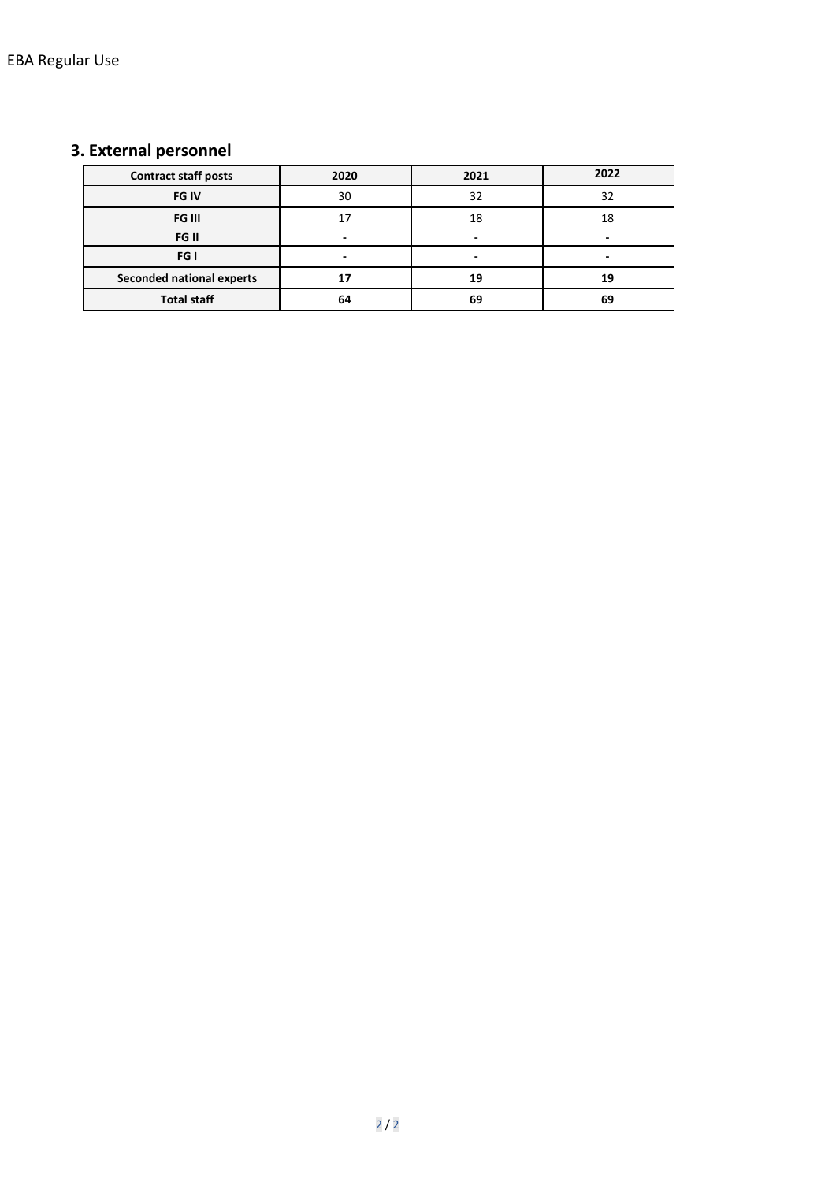## 3. External personnel

| Contract staff posts | 2020 | 2021 | 2022 |
|---|---|---|---|
| **FG IV** | 30 | 32 | 32 |
| **FG III** | 17 | 18 | 18 |
| **FG II** | - | - | - |
| **FG I** | - | - | - |
| **Seconded national experts** | **17** | **19** | **19** |
| **Total staff** | **64** | **69** | **69** |